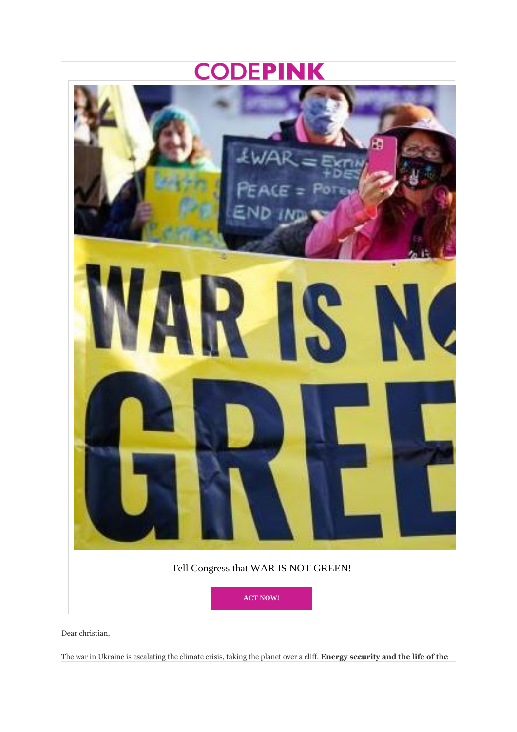# CODEPINK

Tell Congress that WAR IS NOT GREEN!

**ACT NOW!**

Dear christian,

The war in Ukraine is escalating the climate crisis, taking the planet over a cliff. **Energy security and the life of the**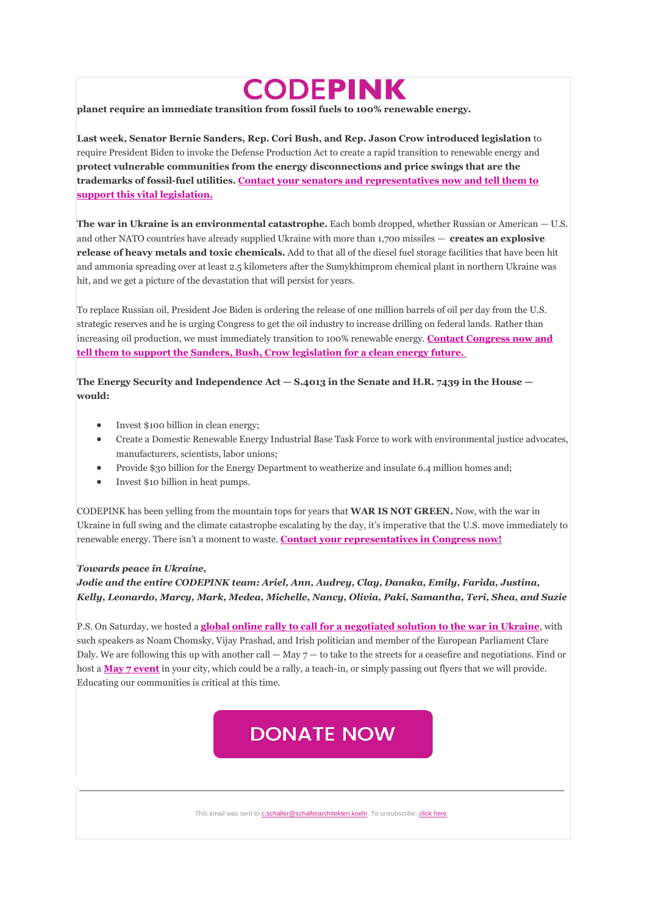**CODEPINK**

**planet require an immediate transition from fossil fuels to 100% renewable energy.**

**Last week, Senator Bernie Sanders, Rep. Cori Bush, and Rep. Jason Crow introduced legislation** to require President Biden to invoke the Defense Production Act to create a rapid transition to renewable energy and **protect vulnerable communities from the energy disconnections and price swings that are the trademarks of fossil-fuel utilities. Contact your senators and representatives now and tell them to support this vital legislation.**

**The war in Ukraine is an environmental catastrophe.** Each bomb dropped, whether Russian or American — U.S. and other NATO countries have already supplied Ukraine with more than 1,700 missiles — **creates an explosive release of heavy metals and toxic chemicals.** Add to that all of the diesel fuel storage facilities that have been hit and ammonia spreading over at least 2.5 kilometers after the Sumykhimprom chemical plant in northern Ukraine was hit, and we get a picture of the devastation that will persist for years.

To replace Russian oil, President Joe Biden is ordering the release of one million barrels of oil per day from the U.S. strategic reserves and he is urging Congress to get the oil industry to increase drilling on federal lands. Rather than increasing oil production, we must immediately transition to 100% renewable energy. **Contact Congress now and tell them to support the Sanders, Bush, Crow legislation for a clean energy future.**

**The Energy Security and Independence Act — S.4013 in the Senate and H.R. 7439 in the House — would:**

- Invest $100 billion in clean energy;
- Create a Domestic Renewable Energy Industrial Base Task Force to work with environmental justice advocates, manufacturers, scientists, labor unions;
- Provide $30 billion for the Energy Department to weatherize and insulate 6.4 million homes and;
- Invest $10 billion in heat pumps.

CODEPINK has been yelling from the mountain tops for years that **WAR IS NOT GREEN.** Now, with the war in Ukraine in full swing and the climate catastrophe escalating by the day, it's imperative that the U.S. move immediately to renewable energy. There isn't a moment to waste. **Contact your representatives in Congress now!**

***Towards peace in Ukraine,***
***Jodie and the entire CODEPINK team: Ariel, Ann, Audrey, Clay, Danaka, Emily, Farida, Justina, Kelly, Leonardo, Marcy, Mark, Medea, Michelle, Nancy, Olivia, Paki, Samantha, Teri, Shea, and Suzie***

P.S. On Saturday, we hosted a **global online rally to call for a negotiated solution to the war in Ukraine**, with such speakers as Noam Chomsky, Vijay Prashad, and Irish politician and member of the European Parliament Clare Daly. We are following this up with another call — May 7 — to take to the streets for a ceasefire and negotiations. Find or host a **May 7 event** in your city, which could be a rally, a teach-in, or simply passing out flyers that we will provide. Educating our communities is critical at this time.

**DONATE NOW**

This email was sent to c.schaller@schallerarchitekten.koeln. To unsubscribe, click here.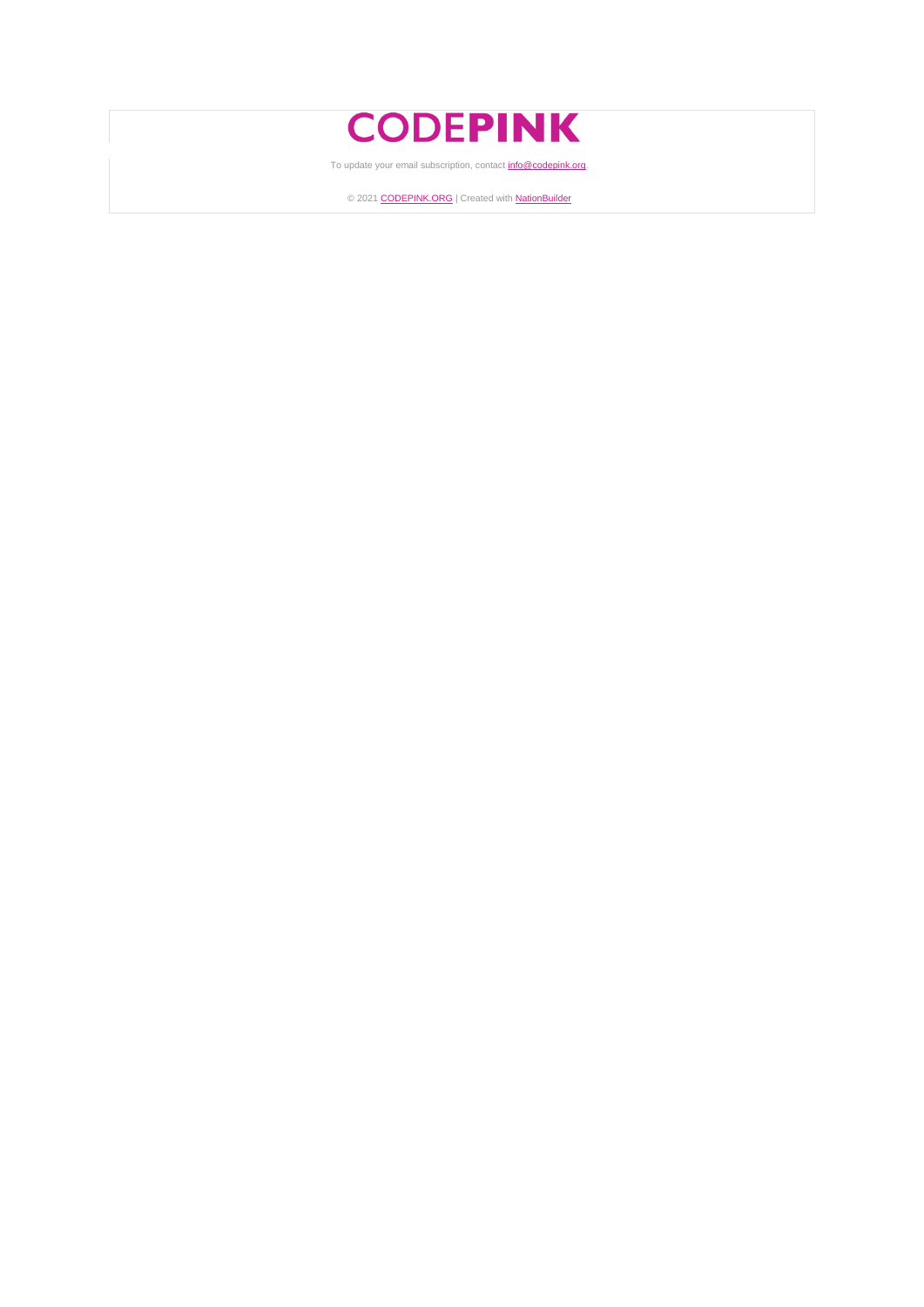**CODEPINK**

To update your email subscription, contact info@codepink.org.

© 2021 CODEPINK.ORG | Created with NationBuilder